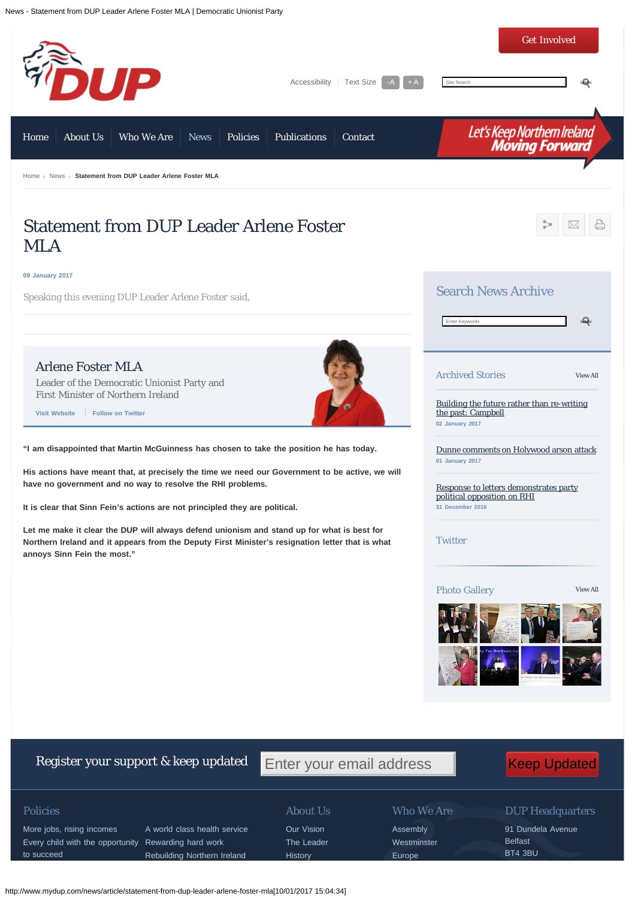Get Involved

Accessibility | Text Size -A +A

Home | About Us | Who We Are | News | Policies | Publications | Contact

Let's Keep Northern Ireland Moving Forward

Home › News › **Statement from DUP Leader Arlene Foster MLA**

# Statement from DUP Leader Arlene Foster MLA

**09 January 2017**

Speaking this evening DUP Leader Arlene Foster said,

## Arlene Foster MLA

Leader of the Democratic Unionist Party and First Minister of Northern Ireland

Visit Website | Follow on Twitter

**"I am disappointed that Martin McGuinness has chosen to take the position he has today.**

**His actions have meant that, at precisely the time we need our Government to be active, we will have no government and no way to resolve the RHI problems.**

**It is clear that Sinn Fein's actions are not principled they are political.**

**Let me make it clear the DUP will always defend unionism and stand up for what is best for Northern Ireland and it appears from the Deputy First Minister's resignation letter that is what annoys Sinn Fein the most."**

## Search News Archive

## Archived Stories

View All

Building the future rather than re-writing the past: Campbell
02 January 2017

Dunne comments on Holywood arson attack
01 January 2017

Response to letters demonstrates party political opposition on RHI
31 December 2016

## Twitter

## Photo Gallery

View All

Register your support & keep updated

Keep Updated

### Policies

- More jobs, rising incomes
- Every child with the opportunity to succeed
- A world class health service
- Rewarding hard work
- Rebuilding Northern Ireland

### About Us

- Our Vision
- The Leader
- History

### Who We Are

- Assembly
- Westminster
- Europe

### DUP Headquarters

91 Dundela Avenue
Belfast
BT4 3BU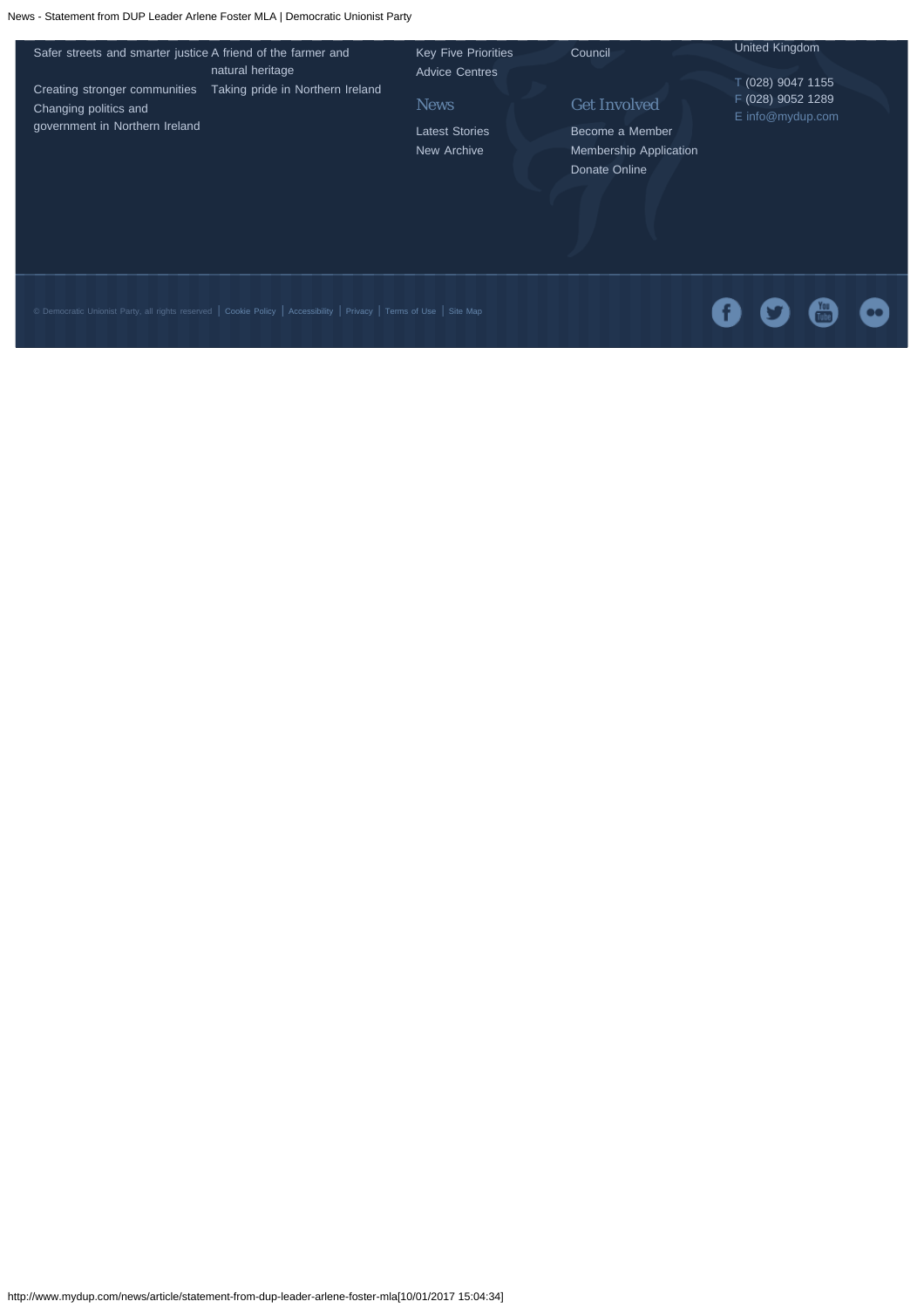Safer streets and smarter justice

Creating stronger communities

Changing politics and government in Northern Ireland

A friend of the farmer and natural heritage

Taking pride in Northern Ireland

Key Five Priorities

Advice Centres

## News

Latest Stories

New Archive

Council

## Get Involved

Become a Member

Membership Application

Donate Online

United Kingdom

T (028) 9047 1155

F (028) 9052 1289

E info@mydup.com

© Democratic Unionist Party, all rights reserved | Cookie Policy | Accessibility | Privacy | Terms of Use | Site Map